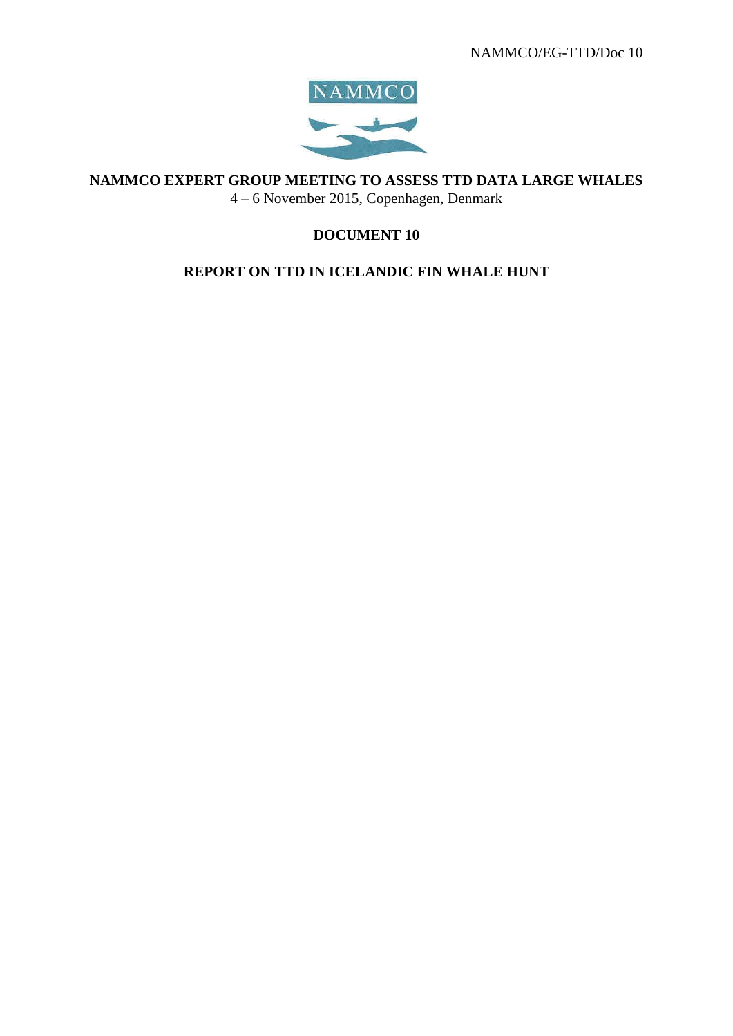NAMMCO/EG-TTD/Doc 10

NAMMCO

**NAMMCO EXPERT GROUP MEETING TO ASSESS TTD DATA LARGE WHALES**

4 – 6 November 2015, Copenhagen, Denmark

**DOCUMENT 10**

**REPORT ON TTD IN ICELANDIC FIN WHALE HUNT**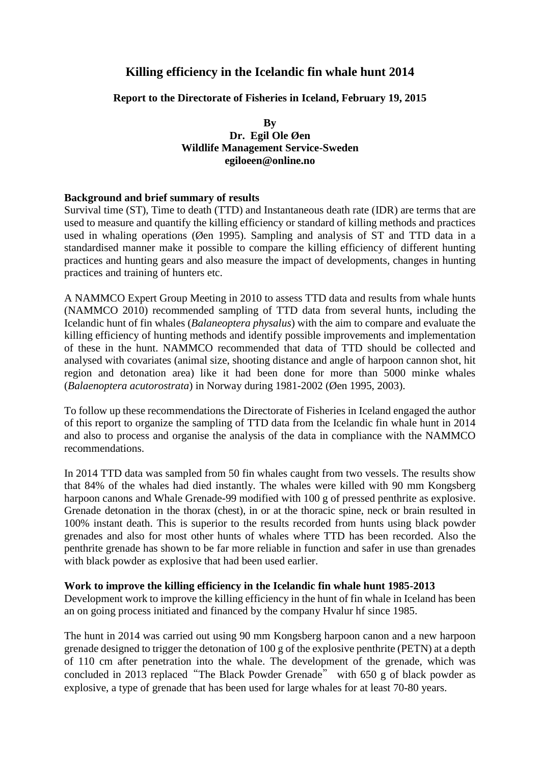# Killing efficiency in the Icelandic fin whale hunt 2014

**Report to the Directorate of Fisheries in Iceland, February 19, 2015**

**By**
**Dr. Egil Ole Øen**
**Wildlife Management Service-Sweden**
**egiloeen@online.no**

### Background and brief summary of results

Survival time (ST), Time to death (TTD) and Instantaneous death rate (IDR) are terms that are used to measure and quantify the killing efficiency or standard of killing methods and practices used in whaling operations (Øen 1995). Sampling and analysis of ST and TTD data in a standardised manner make it possible to compare the killing efficiency of different hunting practices and hunting gears and also measure the impact of developments, changes in hunting practices and training of hunters etc.

A NAMMCO Expert Group Meeting in 2010 to assess TTD data and results from whale hunts (NAMMCO 2010) recommended sampling of TTD data from several hunts, including the Icelandic hunt of fin whales (*Balaneoptera physalus*) with the aim to compare and evaluate the killing efficiency of hunting methods and identify possible improvements and implementation of these in the hunt. NAMMCO recommended that data of TTD should be collected and analysed with covariates (animal size, shooting distance and angle of harpoon cannon shot, hit region and detonation area) like it had been done for more than 5000 minke whales (*Balaenoptera acutorostrata*) in Norway during 1981-2002 (Øen 1995, 2003).

To follow up these recommendations the Directorate of Fisheries in Iceland engaged the author of this report to organize the sampling of TTD data from the Icelandic fin whale hunt in 2014 and also to process and organise the analysis of the data in compliance with the NAMMCO recommendations.

In 2014 TTD data was sampled from 50 fin whales caught from two vessels. The results show that 84% of the whales had died instantly. The whales were killed with 90 mm Kongsberg harpoon canons and Whale Grenade-99 modified with 100 g of pressed penthrite as explosive. Grenade detonation in the thorax (chest), in or at the thoracic spine, neck or brain resulted in 100% instant death. This is superior to the results recorded from hunts using black powder grenades and also for most other hunts of whales where TTD has been recorded. Also the penthrite grenade has shown to be far more reliable in function and safer in use than grenades with black powder as explosive that had been used earlier.

### Work to improve the killing efficiency in the Icelandic fin whale hunt 1985-2013

Development work to improve the killing efficiency in the hunt of fin whale in Iceland has been an on going process initiated and financed by the company Hvalur hf since 1985.

The hunt in 2014 was carried out using 90 mm Kongsberg harpoon canon and a new harpoon grenade designed to trigger the detonation of 100 g of the explosive penthrite (PETN) at a depth of 110 cm after penetration into the whale. The development of the grenade, which was concluded in 2013 replaced “The Black Powder Grenade” with 650 g of black powder as explosive, a type of grenade that has been used for large whales for at least 70-80 years.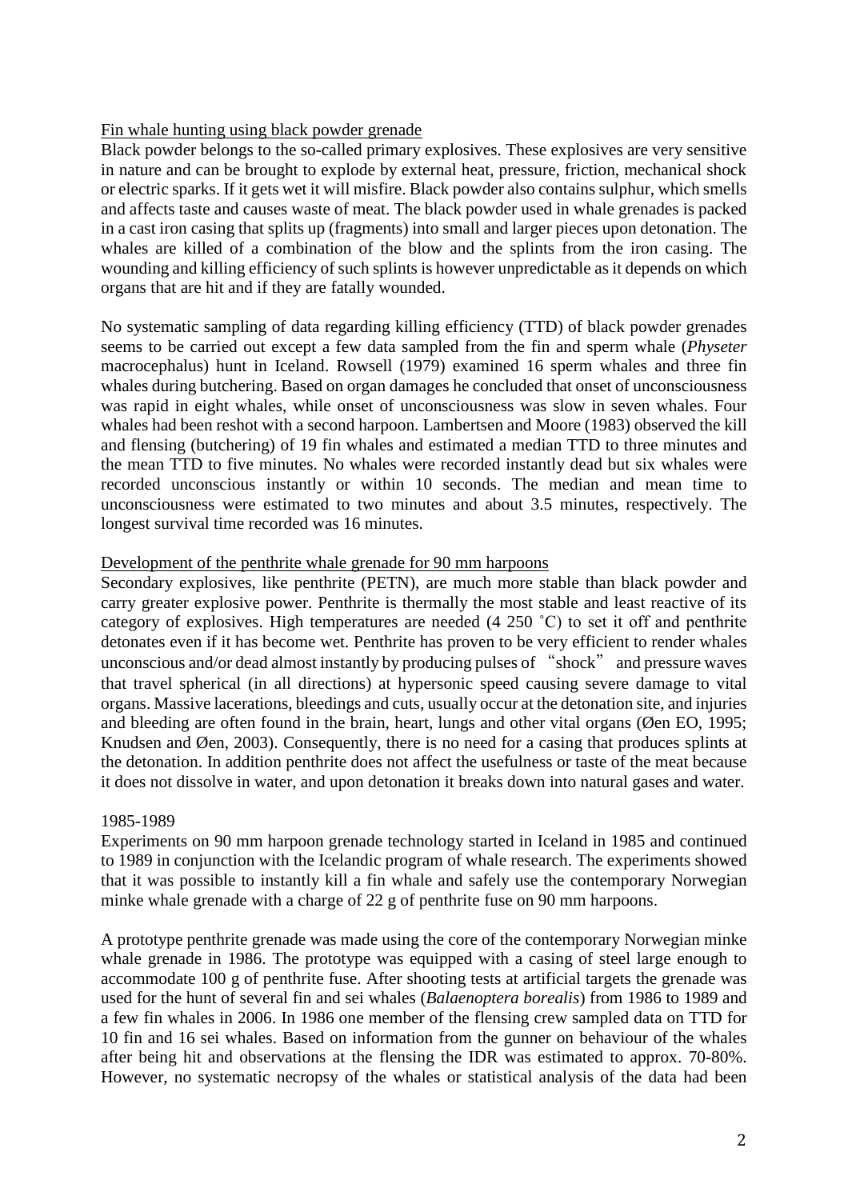## Fin whale hunting using black powder grenade

Black powder belongs to the so-called primary explosives. These explosives are very sensitive in nature and can be brought to explode by external heat, pressure, friction, mechanical shock or electric sparks. If it gets wet it will misfire. Black powder also contains sulphur, which smells and affects taste and causes waste of meat. The black powder used in whale grenades is packed in a cast iron casing that splits up (fragments) into small and larger pieces upon detonation. The whales are killed of a combination of the blow and the splints from the iron casing. The wounding and killing efficiency of such splints is however unpredictable as it depends on which organs that are hit and if they are fatally wounded.

No systematic sampling of data regarding killing efficiency (TTD) of black powder grenades seems to be carried out except a few data sampled from the fin and sperm whale (*Physeter* macrocephalus) hunt in Iceland. Rowsell (1979) examined 16 sperm whales and three fin whales during butchering. Based on organ damages he concluded that onset of unconsciousness was rapid in eight whales, while onset of unconsciousness was slow in seven whales. Four whales had been reshot with a second harpoon. Lambertsen and Moore (1983) observed the kill and flensing (butchering) of 19 fin whales and estimated a median TTD to three minutes and the mean TTD to five minutes. No whales were recorded instantly dead but six whales were recorded unconscious instantly or within 10 seconds. The median and mean time to unconsciousness were estimated to two minutes and about 3.5 minutes, respectively. The longest survival time recorded was 16 minutes.

## Development of the penthrite whale grenade for 90 mm harpoons

Secondary explosives, like penthrite (PETN), are much more stable than black powder and carry greater explosive power. Penthrite is thermally the most stable and least reactive of its category of explosives. High temperatures are needed (4 250 ˚C) to set it off and penthrite detonates even if it has become wet. Penthrite has proven to be very efficient to render whales unconscious and/or dead almost instantly by producing pulses of "shock" and pressure waves that travel spherical (in all directions) at hypersonic speed causing severe damage to vital organs. Massive lacerations, bleedings and cuts, usually occur at the detonation site, and injuries and bleeding are often found in the brain, heart, lungs and other vital organs (Øen EO, 1995; Knudsen and Øen, 2003). Consequently, there is no need for a casing that produces splints at the detonation. In addition penthrite does not affect the usefulness or taste of the meat because it does not dissolve in water, and upon detonation it breaks down into natural gases and water.

### 1985-1989

Experiments on 90 mm harpoon grenade technology started in Iceland in 1985 and continued to 1989 in conjunction with the Icelandic program of whale research. The experiments showed that it was possible to instantly kill a fin whale and safely use the contemporary Norwegian minke whale grenade with a charge of 22 g of penthrite fuse on 90 mm harpoons.

A prototype penthrite grenade was made using the core of the contemporary Norwegian minke whale grenade in 1986. The prototype was equipped with a casing of steel large enough to accommodate 100 g of penthrite fuse. After shooting tests at artificial targets the grenade was used for the hunt of several fin and sei whales (*Balaenoptera borealis*) from 1986 to 1989 and a few fin whales in 2006. In 1986 one member of the flensing crew sampled data on TTD for 10 fin and 16 sei whales. Based on information from the gunner on behaviour of the whales after being hit and observations at the flensing the IDR was estimated to approx. 70-80%. However, no systematic necropsy of the whales or statistical analysis of the data had been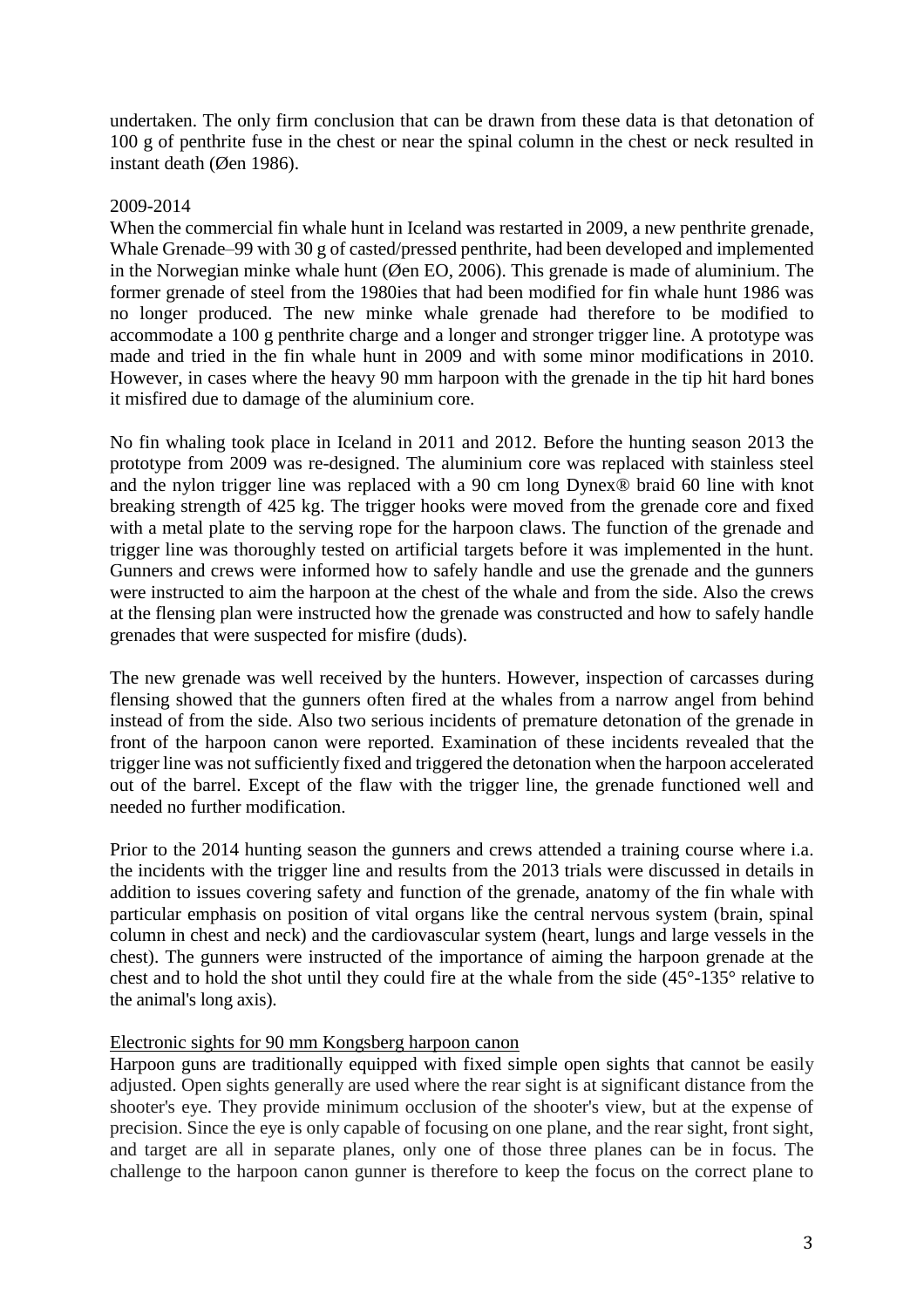undertaken. The only firm conclusion that can be drawn from these data is that detonation of 100 g of penthrite fuse in the chest or near the spinal column in the chest or neck resulted in instant death (Øen 1986).

2009-2014

When the commercial fin whale hunt in Iceland was restarted in 2009, a new penthrite grenade, Whale Grenade–99 with 30 g of casted/pressed penthrite, had been developed and implemented in the Norwegian minke whale hunt (Øen EO, 2006). This grenade is made of aluminium. The former grenade of steel from the 1980ies that had been modified for fin whale hunt 1986 was no longer produced. The new minke whale grenade had therefore to be modified to accommodate a 100 g penthrite charge and a longer and stronger trigger line. A prototype was made and tried in the fin whale hunt in 2009 and with some minor modifications in 2010. However, in cases where the heavy 90 mm harpoon with the grenade in the tip hit hard bones it misfired due to damage of the aluminium core.

No fin whaling took place in Iceland in 2011 and 2012. Before the hunting season 2013 the prototype from 2009 was re-designed. The aluminium core was replaced with stainless steel and the nylon trigger line was replaced with a 90 cm long Dynex® braid 60 line with knot breaking strength of 425 kg. The trigger hooks were moved from the grenade core and fixed with a metal plate to the serving rope for the harpoon claws. The function of the grenade and trigger line was thoroughly tested on artificial targets before it was implemented in the hunt. Gunners and crews were informed how to safely handle and use the grenade and the gunners were instructed to aim the harpoon at the chest of the whale and from the side. Also the crews at the flensing plan were instructed how the grenade was constructed and how to safely handle grenades that were suspected for misfire (duds).

The new grenade was well received by the hunters. However, inspection of carcasses during flensing showed that the gunners often fired at the whales from a narrow angel from behind instead of from the side. Also two serious incidents of premature detonation of the grenade in front of the harpoon canon were reported. Examination of these incidents revealed that the trigger line was not sufficiently fixed and triggered the detonation when the harpoon accelerated out of the barrel. Except of the flaw with the trigger line, the grenade functioned well and needed no further modification.

Prior to the 2014 hunting season the gunners and crews attended a training course where i.a. the incidents with the trigger line and results from the 2013 trials were discussed in details in addition to issues covering safety and function of the grenade, anatomy of the fin whale with particular emphasis on position of vital organs like the central nervous system (brain, spinal column in chest and neck) and the cardiovascular system (heart, lungs and large vessels in the chest). The gunners were instructed of the importance of aiming the harpoon grenade at the chest and to hold the shot until they could fire at the whale from the side (45°-135° relative to the animal's long axis).

<u>Electronic sights for 90 mm Kongsberg harpoon canon</u>

Harpoon guns are traditionally equipped with fixed simple open sights that cannot be easily adjusted. Open sights generally are used where the rear sight is at significant distance from the shooter's eye. They provide minimum occlusion of the shooter's view, but at the expense of precision. Since the eye is only capable of focusing on one plane, and the rear sight, front sight, and target are all in separate planes, only one of those three planes can be in focus. The challenge to the harpoon canon gunner is therefore to keep the focus on the correct plane to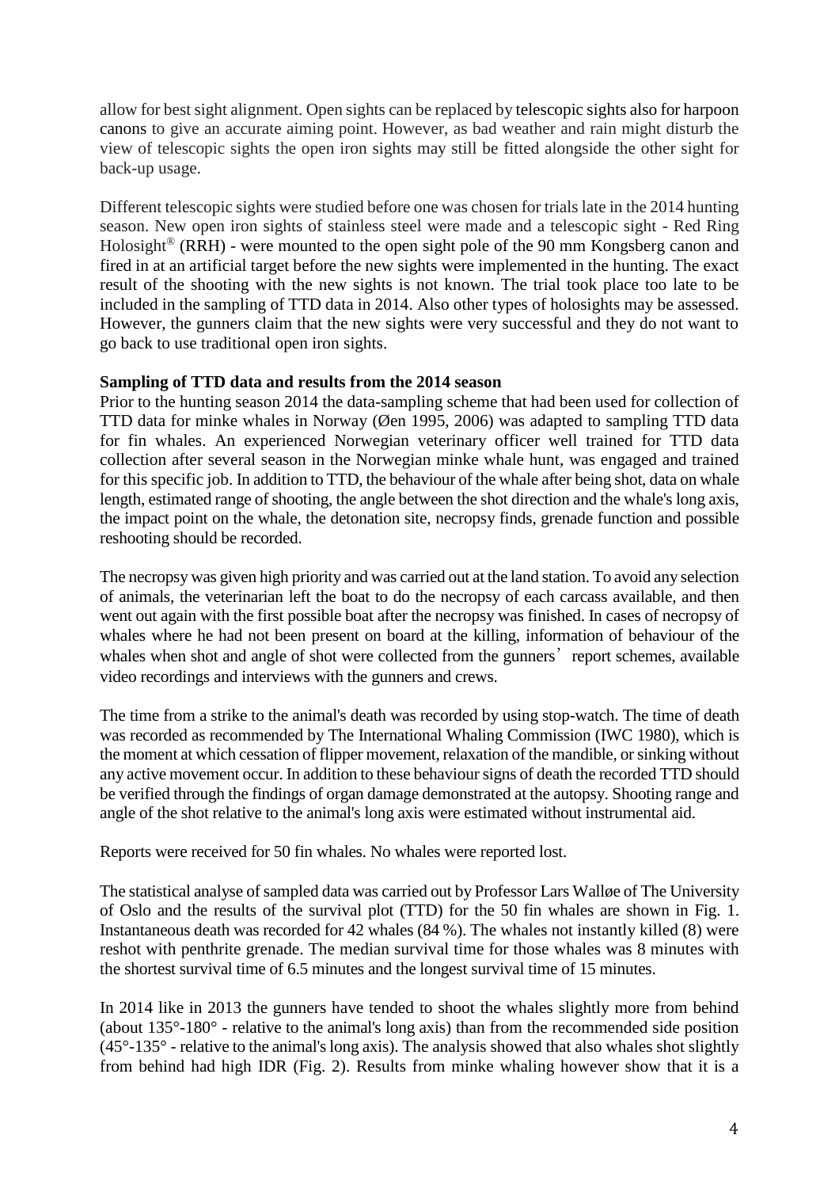allow for best sight alignment. Open sights can be replaced by telescopic sights also for harpoon canons to give an accurate aiming point. However, as bad weather and rain might disturb the view of telescopic sights the open iron sights may still be fitted alongside the other sight for back-up usage.

Different telescopic sights were studied before one was chosen for trials late in the 2014 hunting season. New open iron sights of stainless steel were made and a telescopic sight - Red Ring Holosight® (RRH) - were mounted to the open sight pole of the 90 mm Kongsberg canon and fired in at an artificial target before the new sights were implemented in the hunting. The exact result of the shooting with the new sights is not known. The trial took place too late to be included in the sampling of TTD data in 2014. Also other types of holosights may be assessed. However, the gunners claim that the new sights were very successful and they do not want to go back to use traditional open iron sights.

**Sampling of TTD data and results from the 2014 season**

Prior to the hunting season 2014 the data-sampling scheme that had been used for collection of TTD data for minke whales in Norway (Øen 1995, 2006) was adapted to sampling TTD data for fin whales. An experienced Norwegian veterinary officer well trained for TTD data collection after several season in the Norwegian minke whale hunt, was engaged and trained for this specific job. In addition to TTD, the behaviour of the whale after being shot, data on whale length, estimated range of shooting, the angle between the shot direction and the whale's long axis, the impact point on the whale, the detonation site, necropsy finds, grenade function and possible reshooting should be recorded.

The necropsy was given high priority and was carried out at the land station. To avoid any selection of animals, the veterinarian left the boat to do the necropsy of each carcass available, and then went out again with the first possible boat after the necropsy was finished. In cases of necropsy of whales where he had not been present on board at the killing, information of behaviour of the whales when shot and angle of shot were collected from the gunners' report schemes, available video recordings and interviews with the gunners and crews.

The time from a strike to the animal's death was recorded by using stop-watch. The time of death was recorded as recommended by The International Whaling Commission (IWC 1980), which is the moment at which cessation of flipper movement, relaxation of the mandible, or sinking without any active movement occur. In addition to these behaviour signs of death the recorded TTD should be verified through the findings of organ damage demonstrated at the autopsy. Shooting range and angle of the shot relative to the animal's long axis were estimated without instrumental aid.

Reports were received for 50 fin whales. No whales were reported lost.

The statistical analyse of sampled data was carried out by Professor Lars Walløe of The University of Oslo and the results of the survival plot (TTD) for the 50 fin whales are shown in Fig. 1. Instantaneous death was recorded for 42 whales (84 %). The whales not instantly killed (8) were reshot with penthrite grenade. The median survival time for those whales was 8 minutes with the shortest survival time of 6.5 minutes and the longest survival time of 15 minutes.

In 2014 like in 2013 the gunners have tended to shoot the whales slightly more from behind (about 135°-180° - relative to the animal's long axis) than from the recommended side position (45°-135° - relative to the animal's long axis). The analysis showed that also whales shot slightly from behind had high IDR (Fig. 2). Results from minke whaling however show that it is a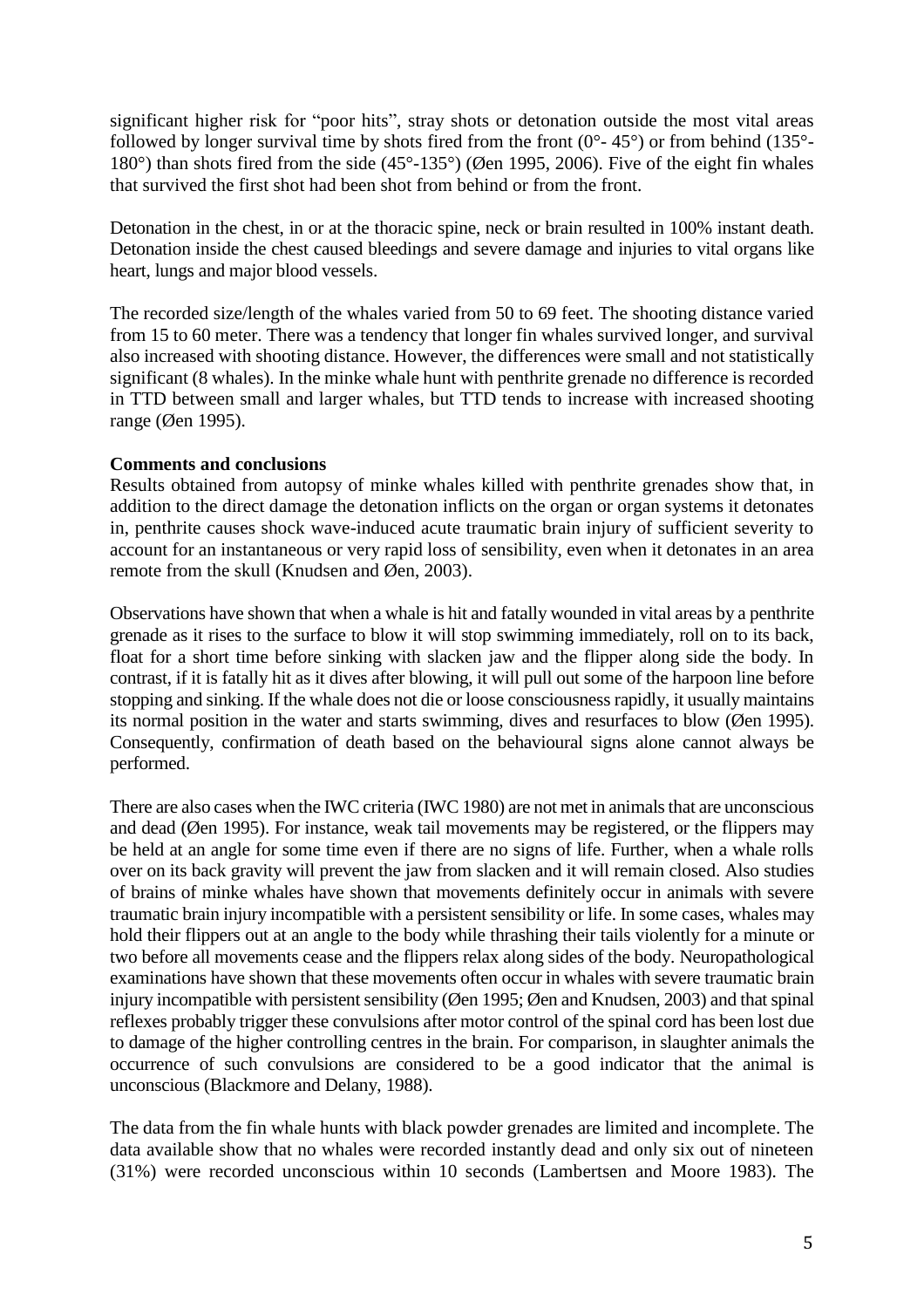significant higher risk for "poor hits", stray shots or detonation outside the most vital areas followed by longer survival time by shots fired from the front (0°- 45°) or from behind (135°-180°) than shots fired from the side (45°-135°) (Øen 1995, 2006). Five of the eight fin whales that survived the first shot had been shot from behind or from the front.

Detonation in the chest, in or at the thoracic spine, neck or brain resulted in 100% instant death. Detonation inside the chest caused bleedings and severe damage and injuries to vital organs like heart, lungs and major blood vessels.

The recorded size/length of the whales varied from 50 to 69 feet. The shooting distance varied from 15 to 60 meter. There was a tendency that longer fin whales survived longer, and survival also increased with shooting distance. However, the differences were small and not statistically significant (8 whales). In the minke whale hunt with penthrite grenade no difference is recorded in TTD between small and larger whales, but TTD tends to increase with increased shooting range (Øen 1995).

**Comments and conclusions**

Results obtained from autopsy of minke whales killed with penthrite grenades show that, in addition to the direct damage the detonation inflicts on the organ or organ systems it detonates in, penthrite causes shock wave-induced acute traumatic brain injury of sufficient severity to account for an instantaneous or very rapid loss of sensibility, even when it detonates in an area remote from the skull (Knudsen and Øen, 2003).

Observations have shown that when a whale is hit and fatally wounded in vital areas by a penthrite grenade as it rises to the surface to blow it will stop swimming immediately, roll on to its back, float for a short time before sinking with slacken jaw and the flipper along side the body. In contrast, if it is fatally hit as it dives after blowing, it will pull out some of the harpoon line before stopping and sinking. If the whale does not die or loose consciousness rapidly, it usually maintains its normal position in the water and starts swimming, dives and resurfaces to blow (Øen 1995). Consequently, confirmation of death based on the behavioural signs alone cannot always be performed.

There are also cases when the IWC criteria (IWC 1980) are not met in animals that are unconscious and dead (Øen 1995). For instance, weak tail movements may be registered, or the flippers may be held at an angle for some time even if there are no signs of life. Further, when a whale rolls over on its back gravity will prevent the jaw from slacken and it will remain closed. Also studies of brains of minke whales have shown that movements definitely occur in animals with severe traumatic brain injury incompatible with a persistent sensibility or life. In some cases, whales may hold their flippers out at an angle to the body while thrashing their tails violently for a minute or two before all movements cease and the flippers relax along sides of the body. Neuropathological examinations have shown that these movements often occur in whales with severe traumatic brain injury incompatible with persistent sensibility (Øen 1995; Øen and Knudsen, 2003) and that spinal reflexes probably trigger these convulsions after motor control of the spinal cord has been lost due to damage of the higher controlling centres in the brain. For comparison, in slaughter animals the occurrence of such convulsions are considered to be a good indicator that the animal is unconscious (Blackmore and Delany, 1988).

The data from the fin whale hunts with black powder grenades are limited and incomplete. The data available show that no whales were recorded instantly dead and only six out of nineteen (31%) were recorded unconscious within 10 seconds (Lambertsen and Moore 1983). The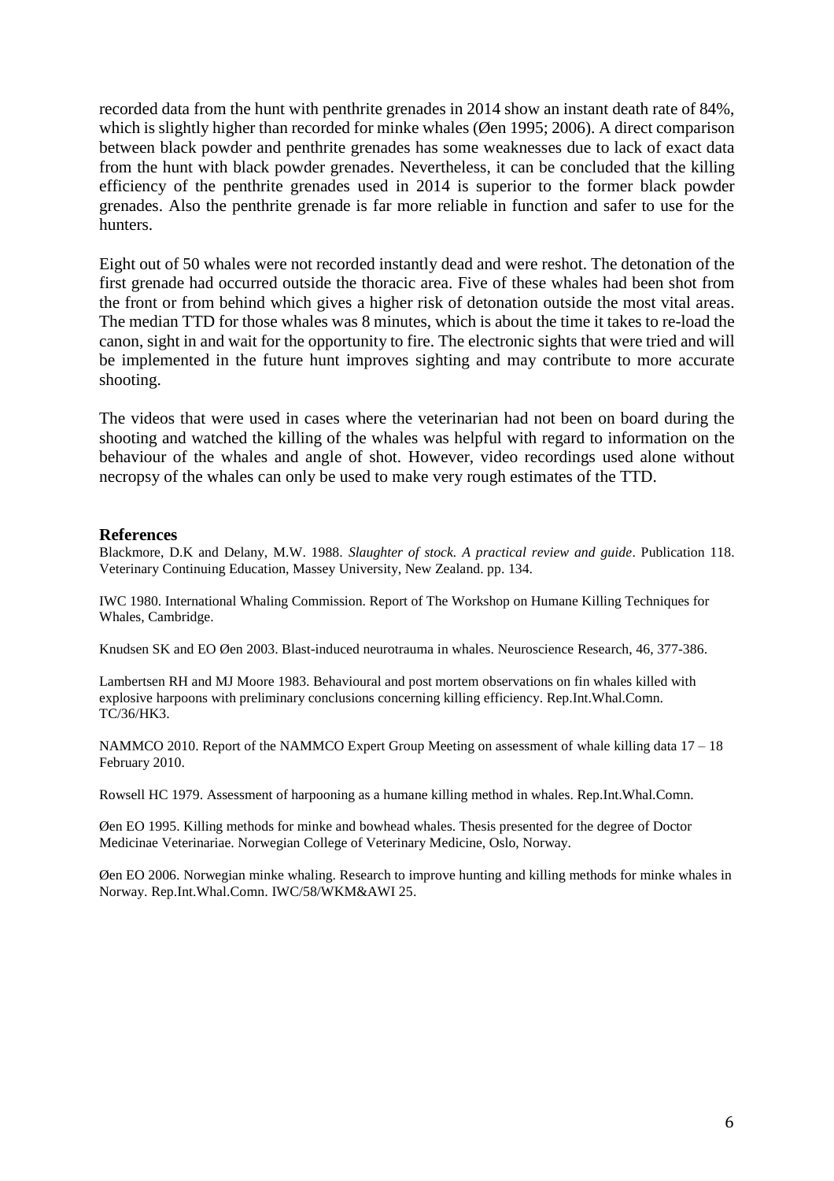recorded data from the hunt with penthrite grenades in 2014 show an instant death rate of 84%, which is slightly higher than recorded for minke whales (Øen 1995; 2006). A direct comparison between black powder and penthrite grenades has some weaknesses due to lack of exact data from the hunt with black powder grenades. Nevertheless, it can be concluded that the killing efficiency of the penthrite grenades used in 2014 is superior to the former black powder grenades. Also the penthrite grenade is far more reliable in function and safer to use for the hunters.

Eight out of 50 whales were not recorded instantly dead and were reshot. The detonation of the first grenade had occurred outside the thoracic area. Five of these whales had been shot from the front or from behind which gives a higher risk of detonation outside the most vital areas. The median TTD for those whales was 8 minutes, which is about the time it takes to re-load the canon, sight in and wait for the opportunity to fire. The electronic sights that were tried and will be implemented in the future hunt improves sighting and may contribute to more accurate shooting.

The videos that were used in cases where the veterinarian had not been on board during the shooting and watched the killing of the whales was helpful with regard to information on the behaviour of the whales and angle of shot. However, video recordings used alone without necropsy of the whales can only be used to make very rough estimates of the TTD.

## References

Blackmore, D.K and Delany, M.W. 1988. *Slaughter of stock. A practical review and guide*. Publication 118. Veterinary Continuing Education, Massey University, New Zealand. pp. 134.

IWC 1980. International Whaling Commission. Report of The Workshop on Humane Killing Techniques for Whales, Cambridge.

Knudsen SK and EO Øen 2003. Blast-induced neurotrauma in whales. Neuroscience Research, 46, 377-386.

Lambertsen RH and MJ Moore 1983. Behavioural and post mortem observations on fin whales killed with explosive harpoons with preliminary conclusions concerning killing efficiency. Rep.Int.Whal.Comn. TC/36/HK3.

NAMMCO 2010. Report of the NAMMCO Expert Group Meeting on assessment of whale killing data 17 – 18 February 2010.

Rowsell HC 1979. Assessment of harpooning as a humane killing method in whales. Rep.Int.Whal.Comn.

Øen EO 1995. Killing methods for minke and bowhead whales. Thesis presented for the degree of Doctor Medicinae Veterinariae. Norwegian College of Veterinary Medicine, Oslo, Norway.

Øen EO 2006. Norwegian minke whaling. Research to improve hunting and killing methods for minke whales in Norway. Rep.Int.Whal.Comn. IWC/58/WKM&AWI 25.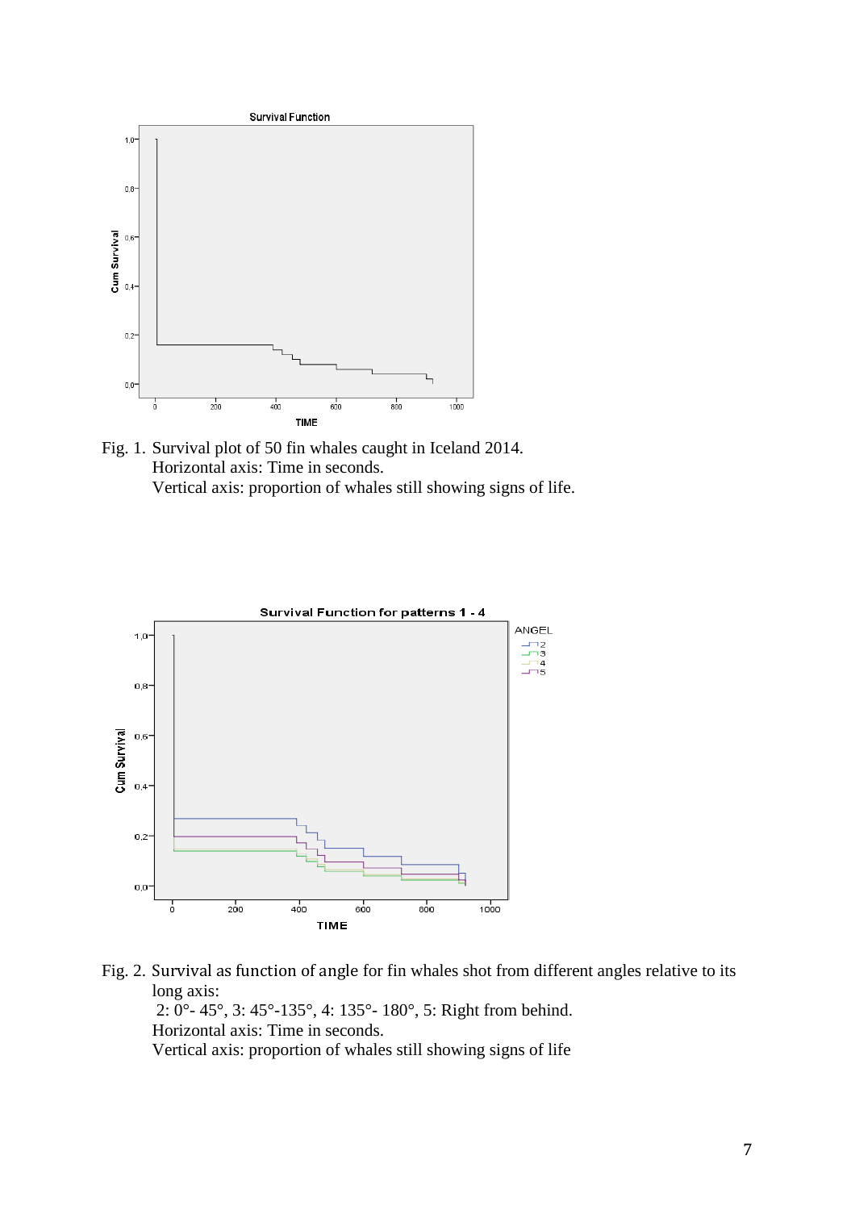Survival Function

Cum Survival

1.0
0.8
0.6
0.4
0.2
0.0

0
200
400
600
800
1000

TIME

Fig. 1. Survival plot of 50 fin whales caught in Iceland 2014.
Horizontal axis: Time in seconds.
Vertical axis: proportion of whales still showing signs of life.

Survival Function for patterns 1 - 4

ANGEL
2
3
4
5

Cum Survival

1,0
0,8
0,6
0,4
0,2
0,0

0
200
400
600
800
1000

TIME

Fig. 2. Survival as function of angle for fin whales shot from different angles relative to its long axis:
2: 0°- 45°, 3: 45°-135°, 4: 135°- 180°, 5: Right from behind.
Horizontal axis: Time in seconds.
Vertical axis: proportion of whales still showing signs of life